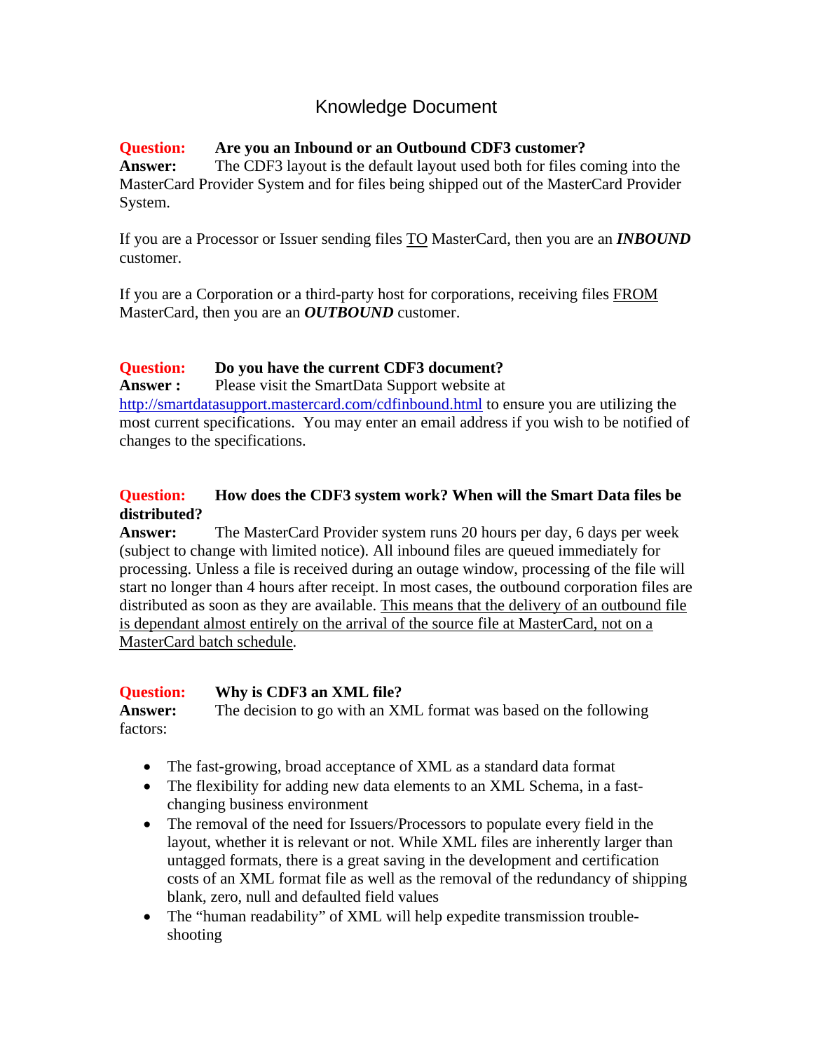# Knowledge Document

**Question: Are you an Inbound or an Outbound CDF3 customer?**

**Answer:** The CDF3 layout is the default layout used both for files coming into the MasterCard Provider System and for files being shipped out of the MasterCard Provider System.

If you are a Processor or Issuer sending files TO MasterCard, then you are an ***INBOUND*** customer.

If you are a Corporation or a third-party host for corporations, receiving files FROM MasterCard, then you are an ***OUTBOUND*** customer.

**Question: Do you have the current CDF3 document?**

**Answer :** Please visit the SmartData Support website at [http://smartdatasupport.mastercard.com/cdfinbound.html](http://smartdatasupport.mastercard.com/cdfinbound.html) to ensure you are utilizing the most current specifications. You may enter an email address if you wish to be notified of changes to the specifications.

**Question: How does the CDF3 system work? When will the Smart Data files be distributed?**

**Answer:** The MasterCard Provider system runs 20 hours per day, 6 days per week (subject to change with limited notice). All inbound files are queued immediately for processing. Unless a file is received during an outage window, processing of the file will start no longer than 4 hours after receipt. In most cases, the outbound corporation files are distributed as soon as they are available. This means that the delivery of an outbound file is dependant almost entirely on the arrival of the source file at MasterCard, not on a MasterCard batch schedule.

**Question: Why is CDF3 an XML file?**

**Answer:** The decision to go with an XML format was based on the following factors:

- The fast-growing, broad acceptance of XML as a standard data format
- The flexibility for adding new data elements to an XML Schema, in a fast-changing business environment
- The removal of the need for Issuers/Processors to populate every field in the layout, whether it is relevant or not. While XML files are inherently larger than untagged formats, there is a great saving in the development and certification costs of an XML format file as well as the removal of the redundancy of shipping blank, zero, null and defaulted field values
- The "human readability" of XML will help expedite transmission trouble-shooting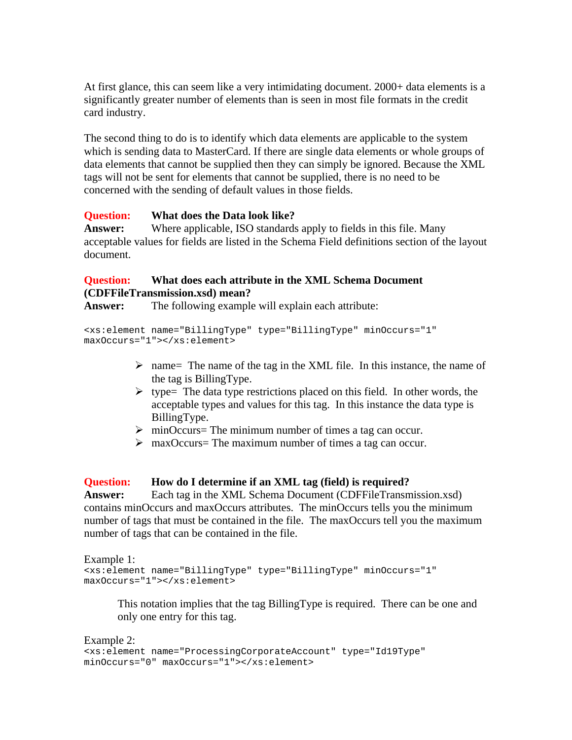At first glance, this can seem like a very intimidating document. 2000+ data elements is a significantly greater number of elements than is seen in most file formats in the credit card industry.

The second thing to do is to identify which data elements are applicable to the system which is sending data to MasterCard. If there are single data elements or whole groups of data elements that cannot be supplied then they can simply be ignored. Because the XML tags will not be sent for elements that cannot be supplied, there is no need to be concerned with the sending of default values in those fields.

**Question:** **What does the Data look like?**

**Answer:** Where applicable, ISO standards apply to fields in this file. Many acceptable values for fields are listed in the Schema Field definitions section of the layout document.

**Question:** **What does each attribute in the XML Schema Document (CDFFileTransmission.xsd) mean?**

**Answer:** The following example will explain each attribute:

```
<xs:element name="BillingType" type="BillingType" minOccurs="1"
maxOccurs="1"></xs:element>
```

- name= The name of the tag in the XML file. In this instance, the name of the tag is BillingType.
- type= The data type restrictions placed on this field. In other words, the acceptable types and values for this tag. In this instance the data type is BillingType.
- minOccurs= The minimum number of times a tag can occur.
- maxOccurs= The maximum number of times a tag can occur.

**Question:** **How do I determine if an XML tag (field) is required?**

**Answer:** Each tag in the XML Schema Document (CDFFileTransmission.xsd) contains minOccurs and maxOccurs attributes. The minOccurs tells you the minimum number of tags that must be contained in the file. The maxOccurs tell you the maximum number of tags that can be contained in the file.

Example 1:

```
<xs:element name="BillingType" type="BillingType" minOccurs="1"
maxOccurs="1"></xs:element>
```

This notation implies that the tag BillingType is required. There can be one and only one entry for this tag.

Example 2:

```
<xs:element name="ProcessingCorporateAccount" type="Id19Type"
minOccurs="0" maxOccurs="1"></xs:element>
```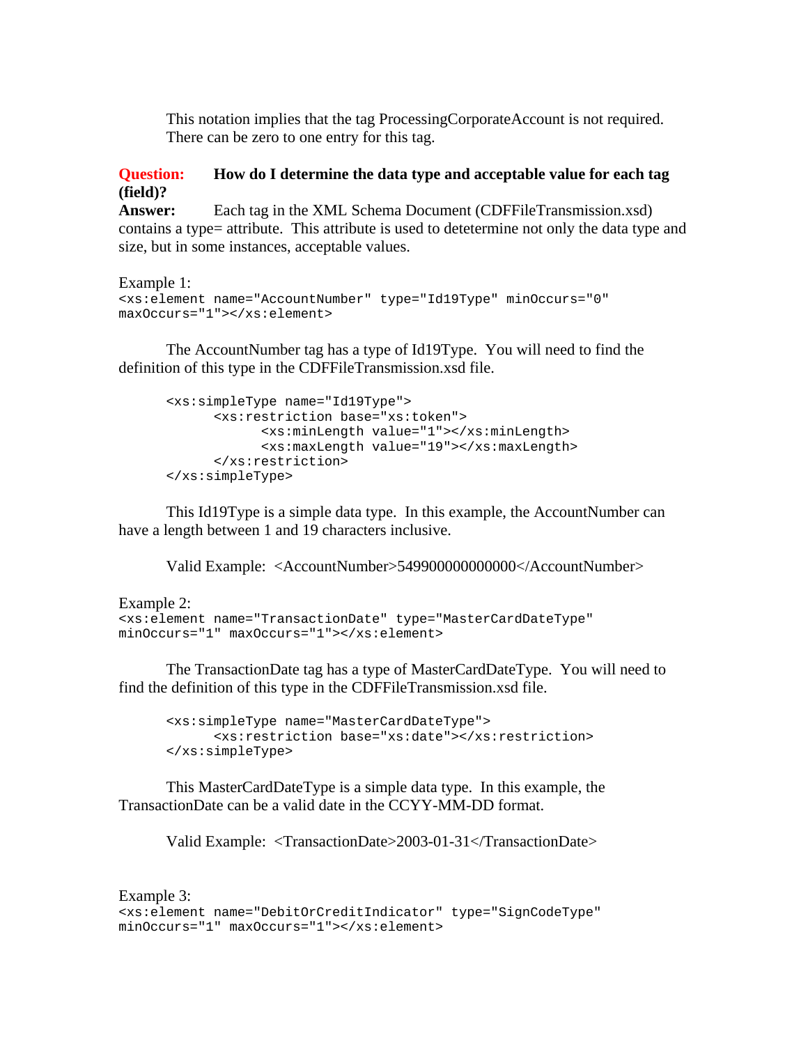This notation implies that the tag ProcessingCorporateAccount is not required. There can be zero to one entry for this tag.

**Question: How do I determine the data type and acceptable value for each tag (field)?**

**Answer:** Each tag in the XML Schema Document (CDFFileTransmission.xsd) contains a type= attribute. This attribute is used to detetermine not only the data type and size, but in some instances, acceptable values.

Example 1:

```
<xs:element name="AccountNumber" type="Id19Type" minOccurs="0"
maxOccurs="1"></xs:element>
```

The AccountNumber tag has a type of Id19Type. You will need to find the definition of this type in the CDFFileTransmission.xsd file.

```
<xs:simpleType name="Id19Type">
      <xs:restriction base="xs:token">
            <xs:minLength value="1"></xs:minLength>
            <xs:maxLength value="19"></xs:maxLength>
      </xs:restriction>
</xs:simpleType>
```

This Id19Type is a simple data type. In this example, the AccountNumber can have a length between 1 and 19 characters inclusive.

Valid Example: <AccountNumber>5499000000000000</AccountNumber>

Example 2:

```
<xs:element name="TransactionDate" type="MasterCardDateType"
minOccurs="1" maxOccurs="1"></xs:element>
```

The TransactionDate tag has a type of MasterCardDateType. You will need to find the definition of this type in the CDFFileTransmission.xsd file.

```
<xs:simpleType name="MasterCardDateType">
      <xs:restriction base="xs:date"></xs:restriction>
</xs:simpleType>
```

This MasterCardDateType is a simple data type. In this example, the TransactionDate can be a valid date in the CCYY-MM-DD format.

Valid Example: <TransactionDate>2003-01-31</TransactionDate>

Example 3:

```
<xs:element name="DebitOrCreditIndicator" type="SignCodeType"
minOccurs="1" maxOccurs="1"></xs:element>
```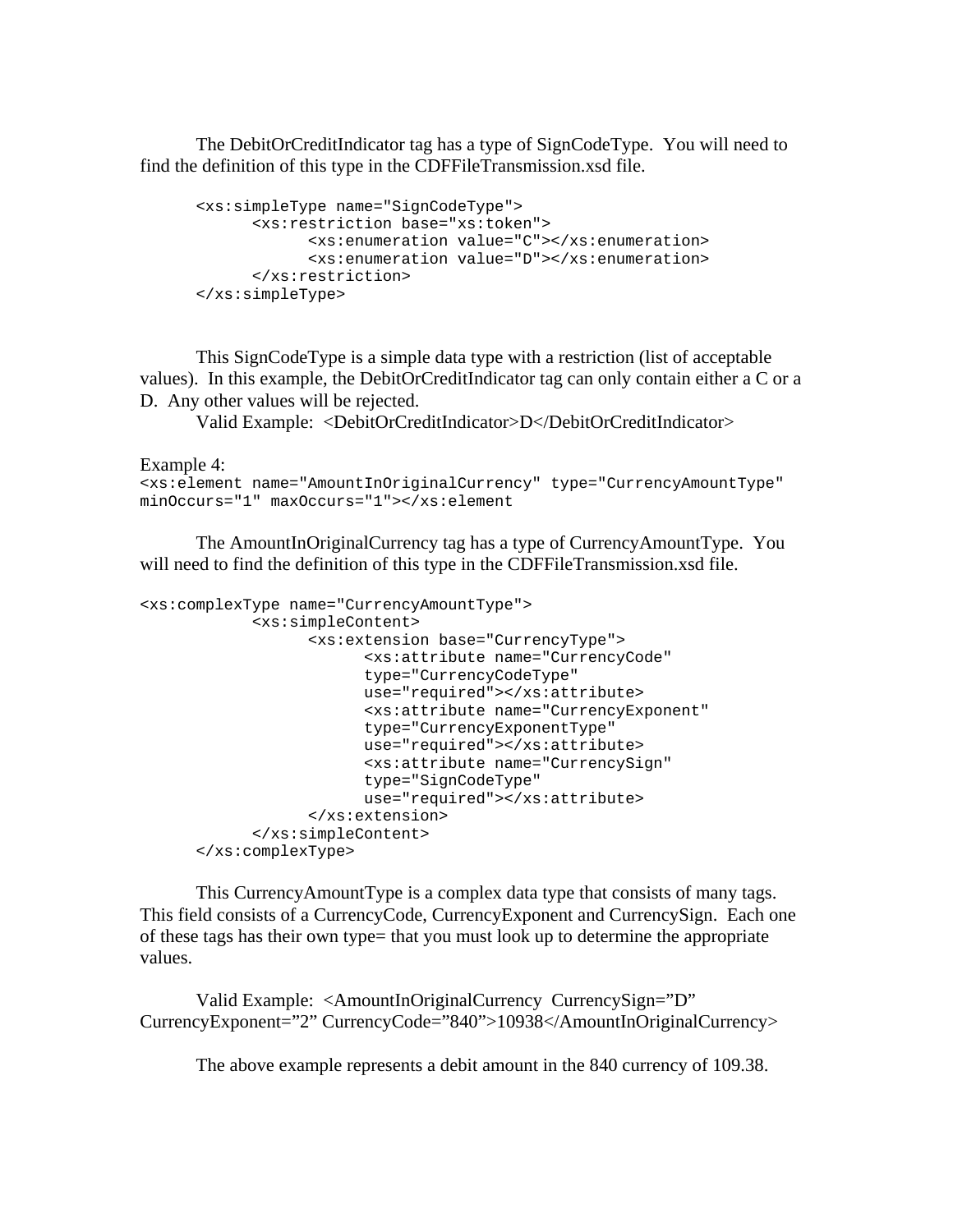The DebitOrCreditIndicator tag has a type of SignCodeType. You will need to find the definition of this type in the CDFFileTransmission.xsd file.

```
<xs:simpleType name="SignCodeType">
      <xs:restriction base="xs:token">
            <xs:enumeration value="C"></xs:enumeration>
            <xs:enumeration value="D"></xs:enumeration>
      </xs:restriction>
</xs:simpleType>
```

This SignCodeType is a simple data type with a restriction (list of acceptable values). In this example, the DebitOrCreditIndicator tag can only contain either a C or a D. Any other values will be rejected.

Valid Example: <DebitOrCreditIndicator>D</DebitOrCreditIndicator>

Example 4:

```
<xs:element name="AmountInOriginalCurrency" type="CurrencyAmountType"
minOccurs="1" maxOccurs="1"></xs:element
```

The AmountInOriginalCurrency tag has a type of CurrencyAmountType. You will need to find the definition of this type in the CDFFileTransmission.xsd file.

```
<xs:complexType name="CurrencyAmountType">
            <xs:simpleContent>
                  <xs:extension base="CurrencyType">
                        <xs:attribute name="CurrencyCode"
                        type="CurrencyCodeType"
                        use="required"></xs:attribute>
                        <xs:attribute name="CurrencyExponent"
                        type="CurrencyExponentType"
                        use="required"></xs:attribute>
                        <xs:attribute name="CurrencySign"
                        type="SignCodeType"
                        use="required"></xs:attribute>
                  </xs:extension>
            </xs:simpleContent>
      </xs:complexType>
```

This CurrencyAmountType is a complex data type that consists of many tags. This field consists of a CurrencyCode, CurrencyExponent and CurrencySign. Each one of these tags has their own type= that you must look up to determine the appropriate values.

Valid Example: <AmountInOriginalCurrency CurrencySign=”D” CurrencyExponent=”2” CurrencyCode=”840”>10938</AmountInOriginalCurrency>

The above example represents a debit amount in the 840 currency of 109.38.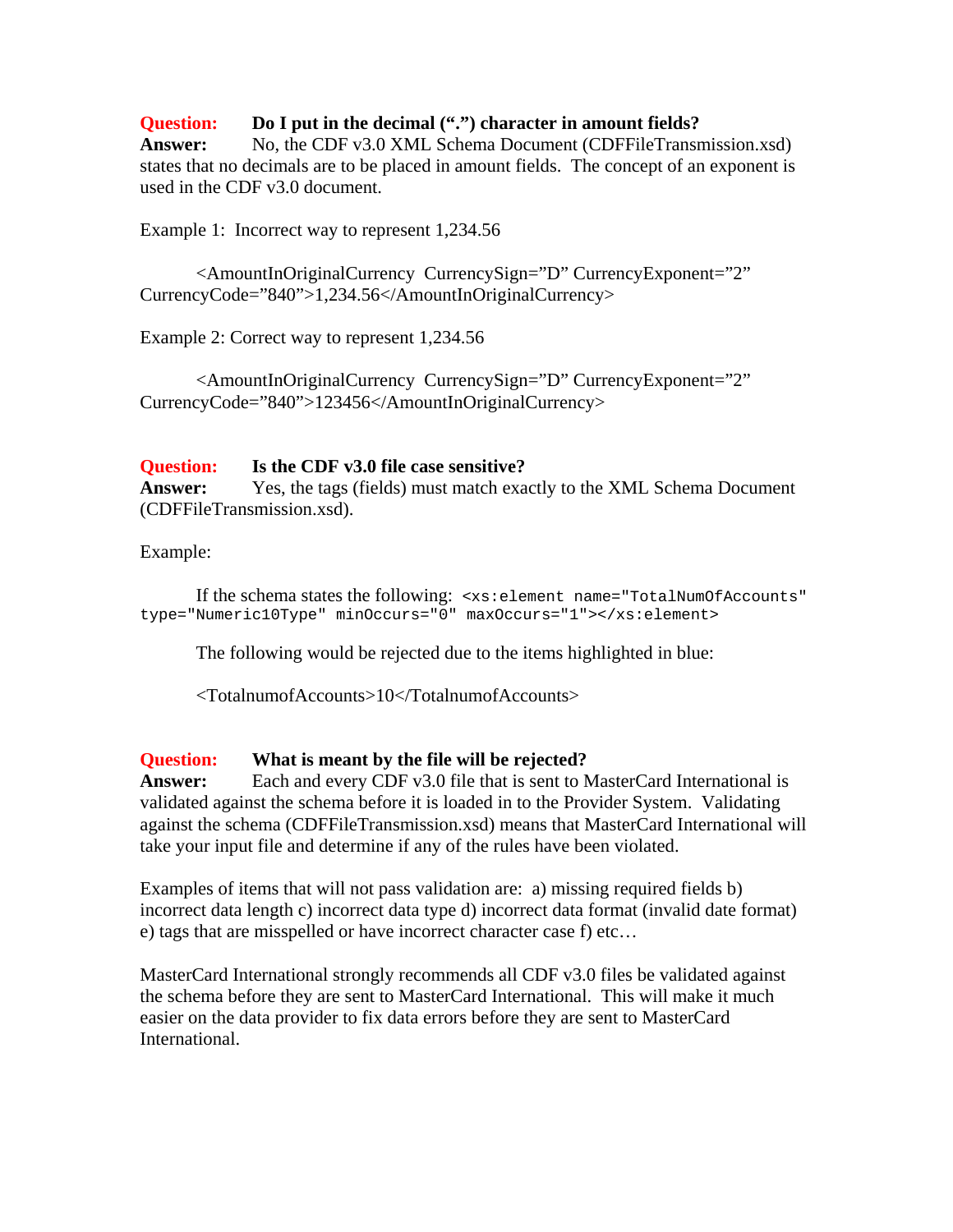**Question:** **Do I put in the decimal (".") character in amount fields?**
**Answer:** No, the CDF v3.0 XML Schema Document (CDFFileTransmission.xsd) states that no decimals are to be placed in amount fields. The concept of an exponent is used in the CDF v3.0 document.

Example 1: Incorrect way to represent 1,234.56

<AmountInOriginalCurrency CurrencySign="D" CurrencyExponent="2" CurrencyCode="840">1,234.56</AmountInOriginalCurrency>

Example 2: Correct way to represent 1,234.56

<AmountInOriginalCurrency CurrencySign="D" CurrencyExponent="2" CurrencyCode="840">123456</AmountInOriginalCurrency>

**Question:** **Is the CDF v3.0 file case sensitive?**
**Answer:** Yes, the tags (fields) must match exactly to the XML Schema Document (CDFFileTransmission.xsd).

Example:

If the schema states the following: `<xs:element name="TotalNumOfAccounts" type="Numeric10Type" minOccurs="0" maxOccurs="1"></xs:element>`

The following would be rejected due to the items highlighted in blue:

<TotalnumofAccounts>10</TotalnumofAccounts>

**Question:** **What is meant by the file will be rejected?**
**Answer:** Each and every CDF v3.0 file that is sent to MasterCard International is validated against the schema before it is loaded in to the Provider System. Validating against the schema (CDFFileTransmission.xsd) means that MasterCard International will take your input file and determine if any of the rules have been violated.

Examples of items that will not pass validation are: a) missing required fields b) incorrect data length c) incorrect data type d) incorrect data format (invalid date format) e) tags that are misspelled or have incorrect character case f) etc…

MasterCard International strongly recommends all CDF v3.0 files be validated against the schema before they are sent to MasterCard International. This will make it much easier on the data provider to fix data errors before they are sent to MasterCard International.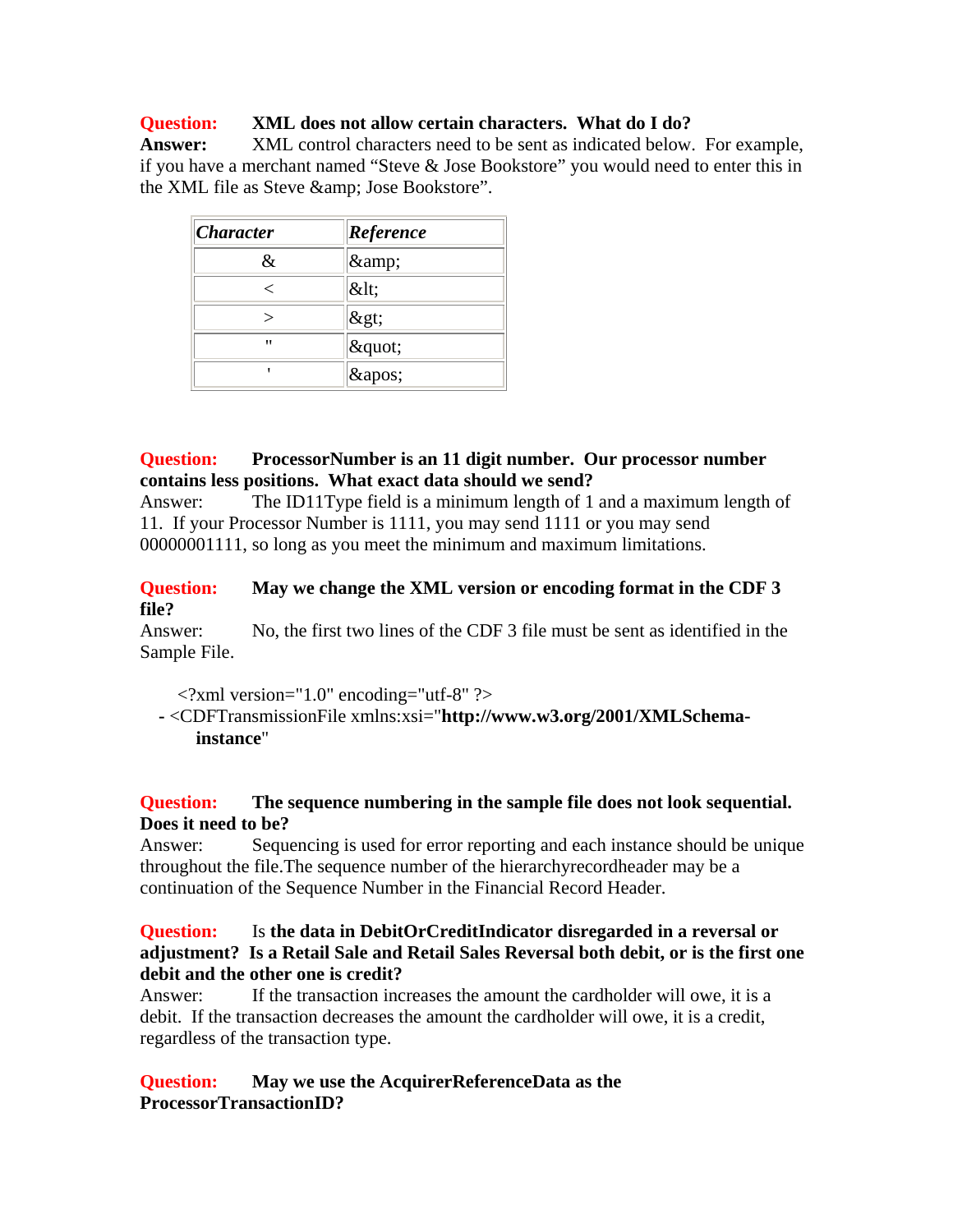**Question:** **XML does not allow certain characters. What do I do?**
**Answer:** XML control characters need to be sent as indicated below. For example, if you have a merchant named "Steve & Jose Bookstore" you would need to enter this in the XML file as Steve &amp; Jose Bookstore".

| *Character* | *Reference* |
|---|---|
| & | &amp; |
| < | &lt; |
| > | &gt; |
| " | &quot; |
| ' | &apos; |

**Question:** **ProcessorNumber is an 11 digit number. Our processor number contains less positions. What exact data should we send?**
Answer: The ID11Type field is a minimum length of 1 and a maximum length of 11. If your Processor Number is 1111, you may send 1111 or you may send 00000001111, so long as you meet the minimum and maximum limitations.

**Question:** **May we change the XML version or encoding format in the CDF 3 file?**
Answer: No, the first two lines of the CDF 3 file must be sent as identified in the Sample File.

```
<?xml version="1.0" encoding="utf-8" ?>
- <CDFTransmissionFile xmlns:xsi="http://www.w3.org/2001/XMLSchema-instance"
```

**Question:** **The sequence numbering in the sample file does not look sequential. Does it need to be?**
Answer: Sequencing is used for error reporting and each instance should be unique throughout the file.The sequence number of the hierarchyrecordheader may be a continuation of the Sequence Number in the Financial Record Header.

**Question:** Is **the data in DebitOrCreditIndicator disregarded in a reversal or adjustment? Is a Retail Sale and Retail Sales Reversal both debit, or is the first one debit and the other one is credit?**
Answer: If the transaction increases the amount the cardholder will owe, it is a debit. If the transaction decreases the amount the cardholder will owe, it is a credit, regardless of the transaction type.

**Question:** **May we use the AcquirerReferenceData as the ProcessorTransactionID?**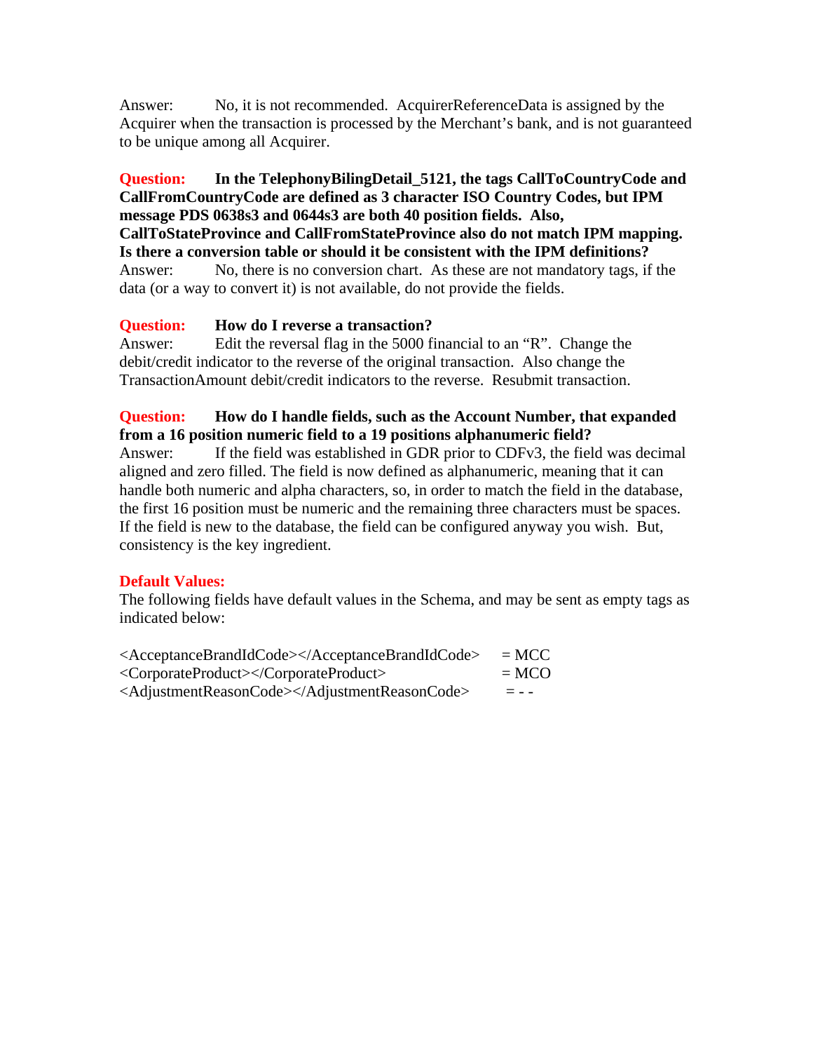Answer: No, it is not recommended. AcquirerReferenceData is assigned by the Acquirer when the transaction is processed by the Merchant's bank, and is not guaranteed to be unique among all Acquirer.

**Question: In the TelephonyBilingDetail_5121, the tags CallToCountryCode and CallFromCountryCode are defined as 3 character ISO Country Codes, but IPM message PDS 0638s3 and 0644s3 are both 40 position fields. Also, CallToStateProvince and CallFromStateProvince also do not match IPM mapping. Is there a conversion table or should it be consistent with the IPM definitions?**

Answer: No, there is no conversion chart. As these are not mandatory tags, if the data (or a way to convert it) is not available, do not provide the fields.

**Question: How do I reverse a transaction?**

Answer: Edit the reversal flag in the 5000 financial to an "R". Change the debit/credit indicator to the reverse of the original transaction. Also change the TransactionAmount debit/credit indicators to the reverse. Resubmit transaction.

**Question: How do I handle fields, such as the Account Number, that expanded from a 16 position numeric field to a 19 positions alphanumeric field?**

Answer: If the field was established in GDR prior to CDFv3, the field was decimal aligned and zero filled. The field is now defined as alphanumeric, meaning that it can handle both numeric and alpha characters, so, in order to match the field in the database, the first 16 position must be numeric and the remaining three characters must be spaces. If the field is new to the database, the field can be configured anyway you wish. But, consistency is the key ingredient.

**Default Values:**

The following fields have default values in the Schema, and may be sent as empty tags as indicated below:

<AcceptanceBrandIdCode></AcceptanceBrandIdCode> = MCC
<CorporateProduct></CorporateProduct> = MCO
<AdjustmentReasonCode></AdjustmentReasonCode> = - -